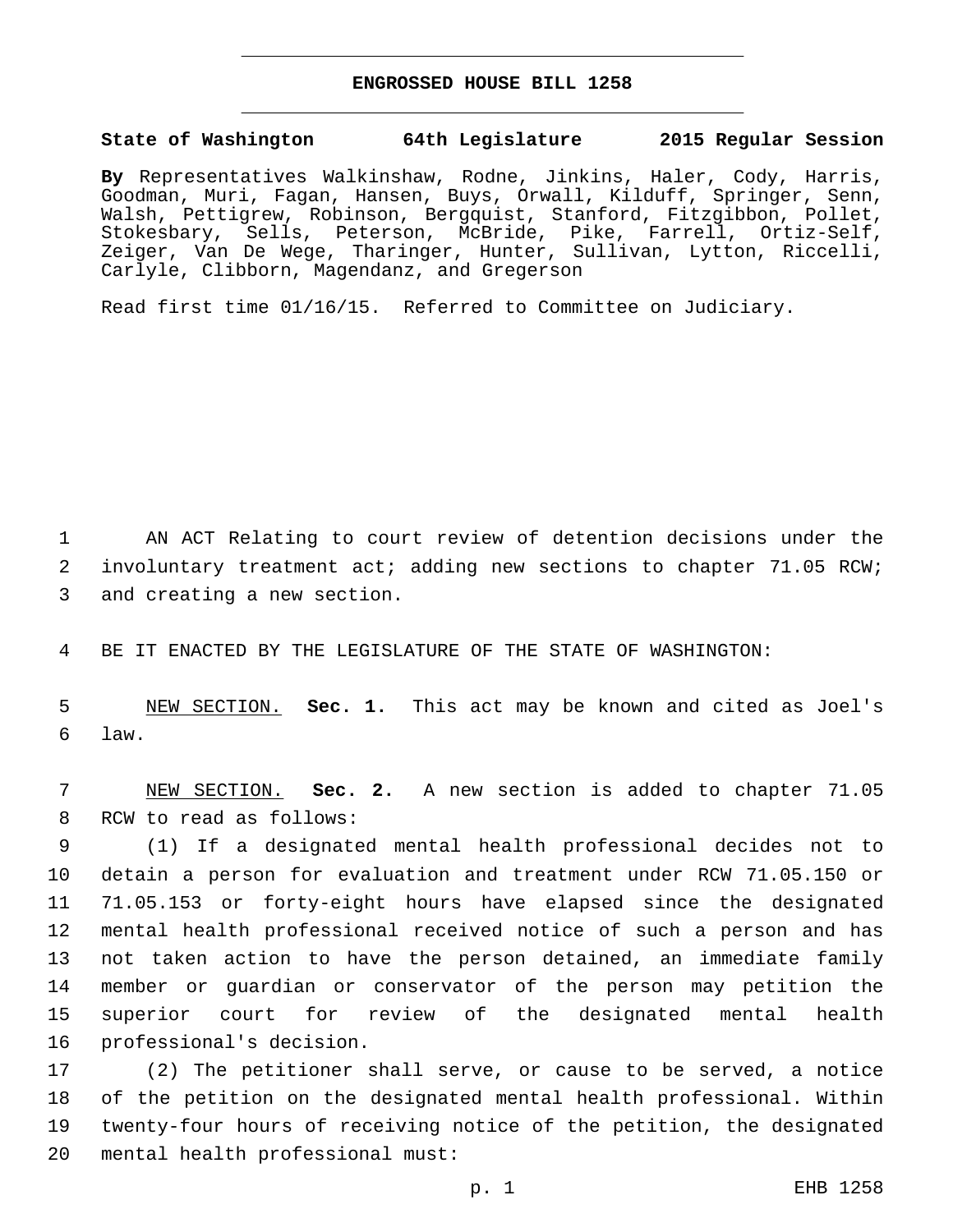# ENGROSSED HOUSE BILL 1258

**State of Washington 64th Legislature 2015 Regular Session**

**By** Representatives Walkinshaw, Rodne, Jinkins, Haler, Cody, Harris, Goodman, Muri, Fagan, Hansen, Buys, Orwall, Kilduff, Springer, Senn, Walsh, Pettigrew, Robinson, Bergquist, Stanford, Fitzgibbon, Pollet, Stokesbary, Sells, Peterson, McBride, Pike, Farrell, Ortiz-Self, Zeiger, Van De Wege, Tharinger, Hunter, Sullivan, Lytton, Riccelli, Carlyle, Clibborn, Magendanz, and Gregerson

Read first time 01/16/15. Referred to Committee on Judiciary.

AN ACT Relating to court review of detention decisions under the involuntary treatment act; adding new sections to chapter 71.05 RCW; and creating a new section.

BE IT ENACTED BY THE LEGISLATURE OF THE STATE OF WASHINGTON:

NEW SECTION. **Sec. 1.** This act may be known and cited as Joel's law.

NEW SECTION. **Sec. 2.** A new section is added to chapter 71.05 RCW to read as follows:

(1) If a designated mental health professional decides not to detain a person for evaluation and treatment under RCW 71.05.150 or 71.05.153 or forty-eight hours have elapsed since the designated mental health professional received notice of such a person and has not taken action to have the person detained, an immediate family member or guardian or conservator of the person may petition the superior court for review of the designated mental health professional's decision.

(2) The petitioner shall serve, or cause to be served, a notice of the petition on the designated mental health professional. Within twenty-four hours of receiving notice of the petition, the designated mental health professional must: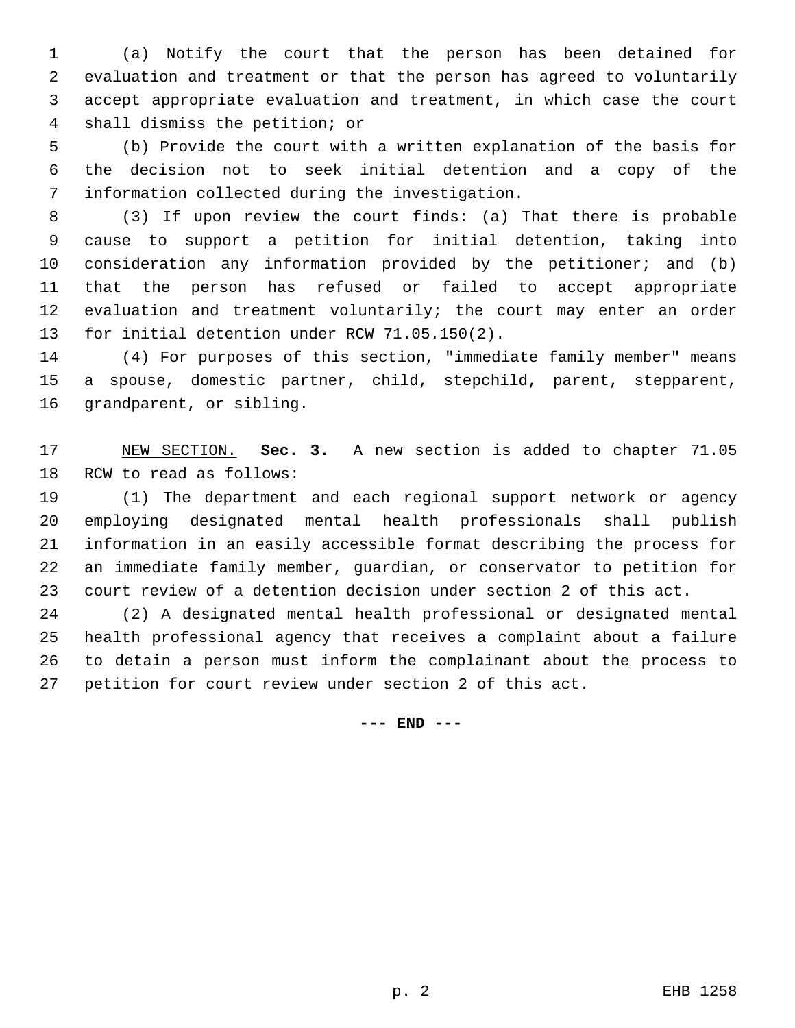(a) Notify the court that the person has been detained for evaluation and treatment or that the person has agreed to voluntarily accept appropriate evaluation and treatment, in which case the court shall dismiss the petition; or

(b) Provide the court with a written explanation of the basis for the decision not to seek initial detention and a copy of the information collected during the investigation.

(3) If upon review the court finds: (a) That there is probable cause to support a petition for initial detention, taking into consideration any information provided by the petitioner; and (b) that the person has refused or failed to accept appropriate evaluation and treatment voluntarily; the court may enter an order for initial detention under RCW 71.05.150(2).

(4) For purposes of this section, "immediate family member" means a spouse, domestic partner, child, stepchild, parent, stepparent, grandparent, or sibling.

NEW SECTION. **Sec. 3.** A new section is added to chapter 71.05 RCW to read as follows:

(1) The department and each regional support network or agency employing designated mental health professionals shall publish information in an easily accessible format describing the process for an immediate family member, guardian, or conservator to petition for court review of a detention decision under section 2 of this act.

(2) A designated mental health professional or designated mental health professional agency that receives a complaint about a failure to detain a person must inform the complainant about the process to petition for court review under section 2 of this act.

**--- END ---**